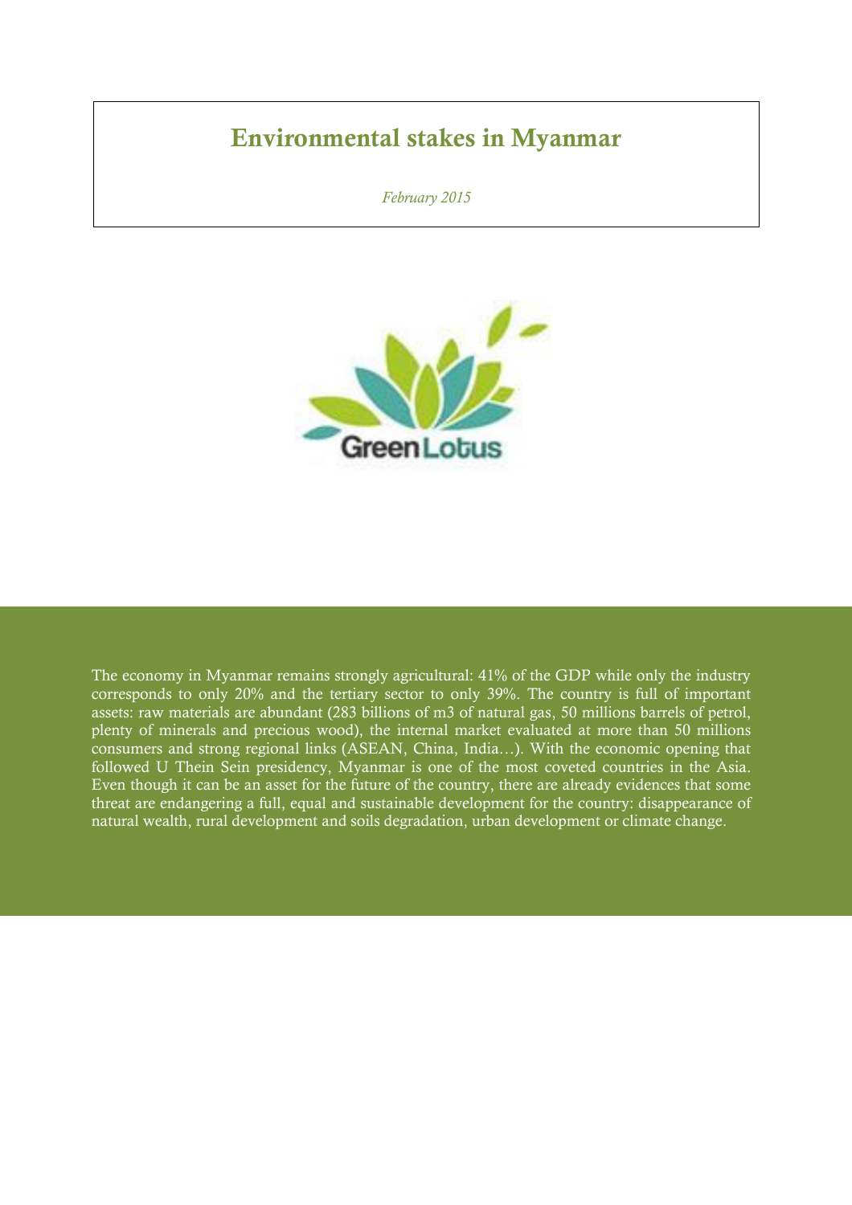# Environmental stakes in Myanmar

*February 2015*

GreenLotus

The economy in Myanmar remains strongly agricultural: 41% of the GDP while only the industry corresponds to only 20% and the tertiary sector to only 39%. The country is full of important assets: raw materials are abundant (283 billions of m3 of natural gas, 50 millions barrels of petrol, plenty of minerals and precious wood), the internal market evaluated at more than 50 millions consumers and strong regional links (ASEAN, China, India…). With the economic opening that followed U Thein Sein presidency, Myanmar is one of the most coveted countries in the Asia. Even though it can be an asset for the future of the country, there are already evidences that some threat are endangering a full, equal and sustainable development for the country: disappearance of natural wealth, rural development and soils degradation, urban development or climate change.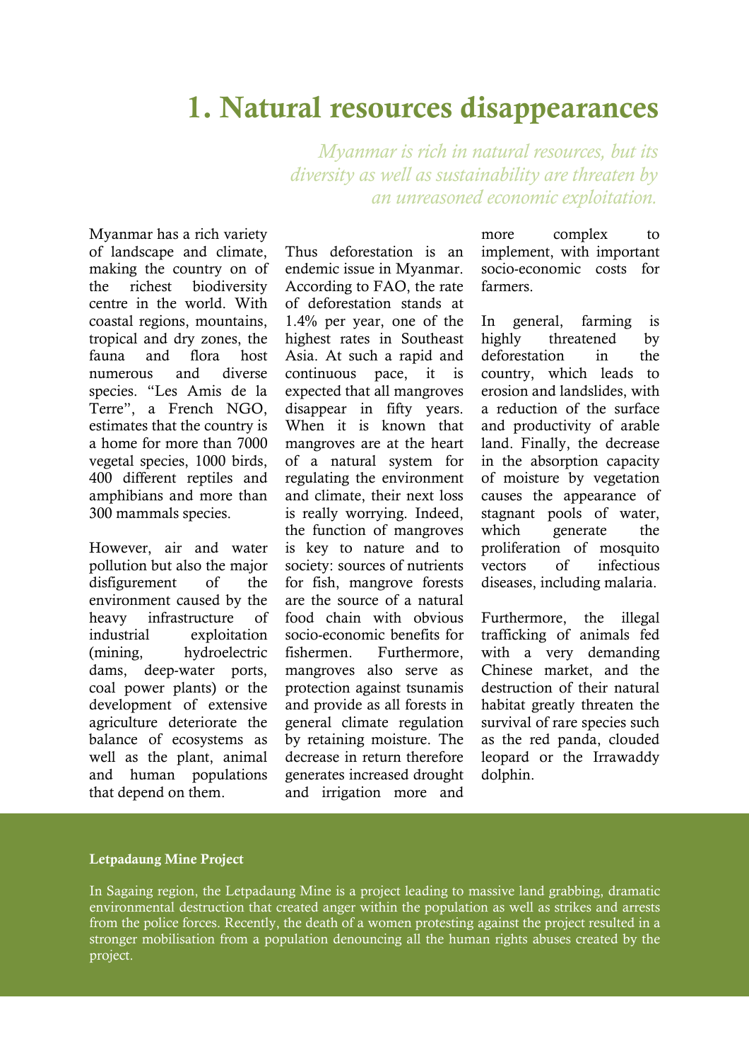# 1. Natural resources disappearances

*Myanmar is rich in natural resources, but its diversity as well as sustainability are threaten by an unreasoned economic exploitation.*

Myanmar has a rich variety of landscape and climate, making the country on of the richest biodiversity centre in the world. With coastal regions, mountains, tropical and dry zones, the fauna and flora host numerous and diverse species. "Les Amis de la Terre", a French NGO, estimates that the country is a home for more than 7000 vegetal species, 1000 birds, 400 different reptiles and amphibians and more than 300 mammals species.

However, air and water pollution but also the major disfigurement of the environment caused by the heavy infrastructure of industrial exploitation (mining, hydroelectric dams, deep-water ports, coal power plants) or the development of extensive agriculture deteriorate the balance of ecosystems as well as the plant, animal and human populations that depend on them.

Thus deforestation is an endemic issue in Myanmar. According to FAO, the rate of deforestation stands at 1.4% per year, one of the highest rates in Southeast Asia. At such a rapid and continuous pace, it is expected that all mangroves disappear in fifty years. When it is known that mangroves are at the heart of a natural system for regulating the environment and climate, their next loss is really worrying. Indeed, the function of mangroves is key to nature and to society: sources of nutrients for fish, mangrove forests are the source of a natural food chain with obvious socio-economic benefits for fishermen. Furthermore, mangroves also serve as protection against tsunamis and provide as all forests in general climate regulation by retaining moisture. The decrease in return therefore generates increased drought and irrigation more and more complex to implement, with important socio-economic costs for farmers.

In general, farming is highly threatened by deforestation in the country, which leads to erosion and landslides, with a reduction of the surface and productivity of arable land. Finally, the decrease in the absorption capacity of moisture by vegetation causes the appearance of stagnant pools of water, which generate the proliferation of mosquito vectors of infectious diseases, including malaria.

Furthermore, the illegal trafficking of animals fed with a very demanding Chinese market, and the destruction of their natural habitat greatly threaten the survival of rare species such as the red panda, clouded leopard or the Irrawaddy dolphin.

**Letpadaung Mine Project**

In Sagaing region, the Letpadaung Mine is a project leading to massive land grabbing, dramatic environmental destruction that created anger within the population as well as strikes and arrests from the police forces. Recently, the death of a women protesting against the project resulted in a stronger mobilisation from a population denouncing all the human rights abuses created by the project.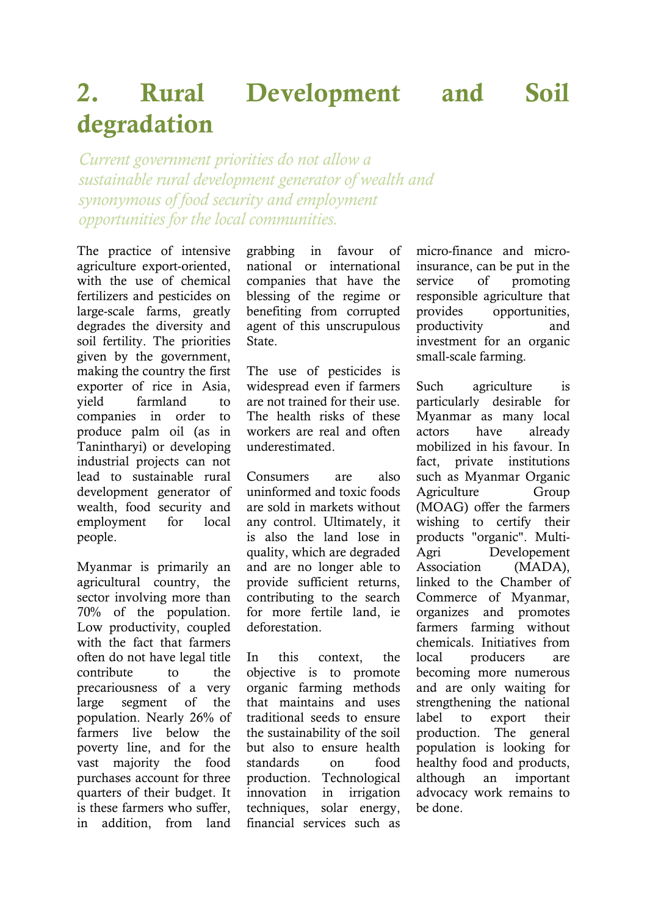# 2. Rural Development and Soil degradation

*Current government priorities do not allow a sustainable rural development generator of wealth and synonymous of food security and employment opportunities for the local communities.*

The practice of intensive agriculture export-oriented, with the use of chemical fertilizers and pesticides on large-scale farms, greatly degrades the diversity and soil fertility. The priorities given by the government, making the country the first exporter of rice in Asia, yield farmland to companies in order to produce palm oil (as in Tanintharyi) or developing industrial projects can not lead to sustainable rural development generator of wealth, food security and employment for local people.

Myanmar is primarily an agricultural country, the sector involving more than 70% of the population. Low productivity, coupled with the fact that farmers often do not have legal title contribute to the precariousness of a very large segment of the population. Nearly 26% of farmers live below the poverty line, and for the vast majority the food purchases account for three quarters of their budget. It is these farmers who suffer, in addition, from land grabbing in favour of national or international companies that have the blessing of the regime or benefiting from corrupted agent of this unscrupulous State.

The use of pesticides is widespread even if farmers are not trained for their use. The health risks of these workers are real and often underestimated.

Consumers are also uninformed and toxic foods are sold in markets without any control. Ultimately, it is also the land lose in quality, which are degraded and are no longer able to provide sufficient returns, contributing to the search for more fertile land, ie deforestation.

In this context, the objective is to promote organic farming methods that maintains and uses traditional seeds to ensure the sustainability of the soil but also to ensure health standards on food production. Technological innovation in irrigation techniques, solar energy, financial services such as micro-finance and micro-insurance, can be put in the service of promoting responsible agriculture that provides opportunities, productivity and investment for an organic small-scale farming.

Such agriculture is particularly desirable for Myanmar as many local actors have already mobilized in his favour. In fact, private institutions such as Myanmar Organic Agriculture Group (MOAG) offer the farmers wishing to certify their products "organic". Multi-Agri Developement Association (MADA), linked to the Chamber of Commerce of Myanmar, organizes and promotes farmers farming without chemicals. Initiatives from local producers are becoming more numerous and are only waiting for strengthening the national label to export their production. The general population is looking for healthy food and products, although an important advocacy work remains to be done.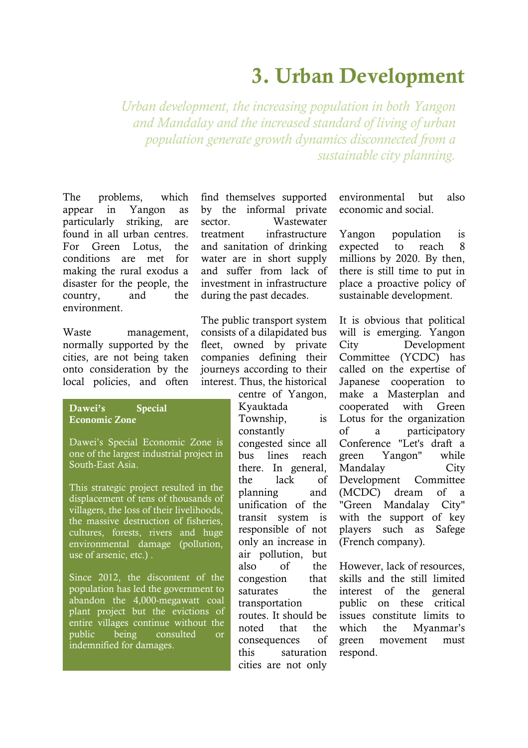# 3. Urban Development

*Urban development, the increasing population in both Yangon and Mandalay and the increased standard of living of urban population generate growth dynamics disconnected from a sustainable city planning.*

The problems, which appear in Yangon as particularly striking, are found in all urban centres. For Green Lotus, the conditions are met for making the rural exodus a disaster for the people, the country, and the environment.

Waste management, normally supported by the cities, are not being taken onto consideration by the local policies, and often find themselves supported by the informal private sector. Wastewater treatment infrastructure and sanitation of drinking water are in short supply and suffer from lack of investment in infrastructure during the past decades.

The public transport system consists of a dilapidated bus fleet, owned by private companies defining their journeys according to their interest. Thus, the historical centre of Yangon, Kyauktada Township, is constantly congested since all bus lines reach there. In general, the lack of planning and unification of the transit system is responsible of not only an increase in air pollution, but also of the congestion that saturates the transportation routes. It should be noted that the consequences of this saturation cities are not only environmental but also economic and social.

Yangon population is expected to reach 8 millions by 2020. By then, there is still time to put in place a proactive policy of sustainable development.

It is obvious that political will is emerging. Yangon City Development Committee (YCDC) has called on the expertise of Japanese cooperation to make a Masterplan and cooperated with Green Lotus for the organization of a participatory Conference "Let's draft a green Yangon" while Mandalay City Development Committee (MCDC) dream of a "Green Mandalay City" with the support of key players such as Safege (French company).

However, lack of resources, skills and the still limited interest of the general public on these critical issues constitute limits to which the Myanmar's green movement must respond.

**Dawei's Special Economic Zone**

Dawei's Special Economic Zone is one of the largest industrial project in South-East Asia.

This strategic project resulted in the displacement of tens of thousands of villagers, the loss of their livelihoods, the massive destruction of fisheries, cultures, forests, rivers and huge environmental damage (pollution, use of arsenic, etc.) .

Since 2012, the discontent of the population has led the government to abandon the 4,000-megawatt coal plant project but the evictions of entire villages continue without the public being consulted or indemnified for damages.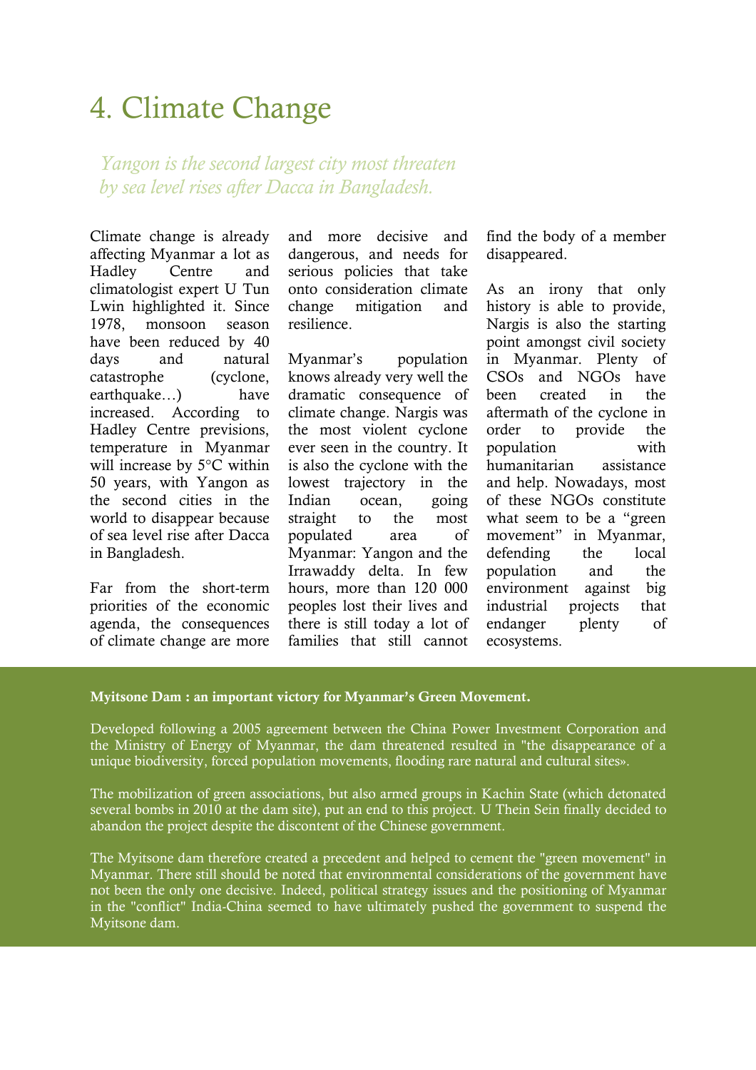# 4. Climate Change

*Yangon is the second largest city most threaten by sea level rises after Dacca in Bangladesh.*

Climate change is already affecting Myanmar a lot as Hadley Centre and climatologist expert U Tun Lwin highlighted it. Since 1978, monsoon season have been reduced by 40 days and natural catastrophe (cyclone, earthquake…) have increased. According to Hadley Centre previsions, temperature in Myanmar will increase by 5°C within 50 years, with Yangon as the second cities in the world to disappear because of sea level rise after Dacca in Bangladesh.

Far from the short-term priorities of the economic agenda, the consequences of climate change are more and more decisive and dangerous, and needs for serious policies that take onto consideration climate change mitigation and resilience.

Myanmar's population knows already very well the dramatic consequence of climate change. Nargis was the most violent cyclone ever seen in the country. It is also the cyclone with the lowest trajectory in the Indian ocean, going straight to the most populated area of Myanmar: Yangon and the Irrawaddy delta. In few hours, more than 120 000 peoples lost their lives and there is still today a lot of families that still cannot find the body of a member disappeared.

As an irony that only history is able to provide, Nargis is also the starting point amongst civil society in Myanmar. Plenty of CSOs and NGOs have been created in the aftermath of the cyclone in order to provide the population with humanitarian assistance and help. Nowadays, most of these NGOs constitute what seem to be a "green movement" in Myanmar, defending the local population and the environment against big industrial projects that endanger plenty of ecosystems.

**Myitsone Dam : an important victory for Myanmar's Green Movement.**

Developed following a 2005 agreement between the China Power Investment Corporation and the Ministry of Energy of Myanmar, the dam threatened resulted in "the disappearance of a unique biodiversity, forced population movements, flooding rare natural and cultural sites».

The mobilization of green associations, but also armed groups in Kachin State (which detonated several bombs in 2010 at the dam site), put an end to this project. U Thein Sein finally decided to abandon the project despite the discontent of the Chinese government.

The Myitsone dam therefore created a precedent and helped to cement the "green movement" in Myanmar. There still should be noted that environmental considerations of the government have not been the only one decisive. Indeed, political strategy issues and the positioning of Myanmar in the "conflict" India-China seemed to have ultimately pushed the government to suspend the Myitsone dam.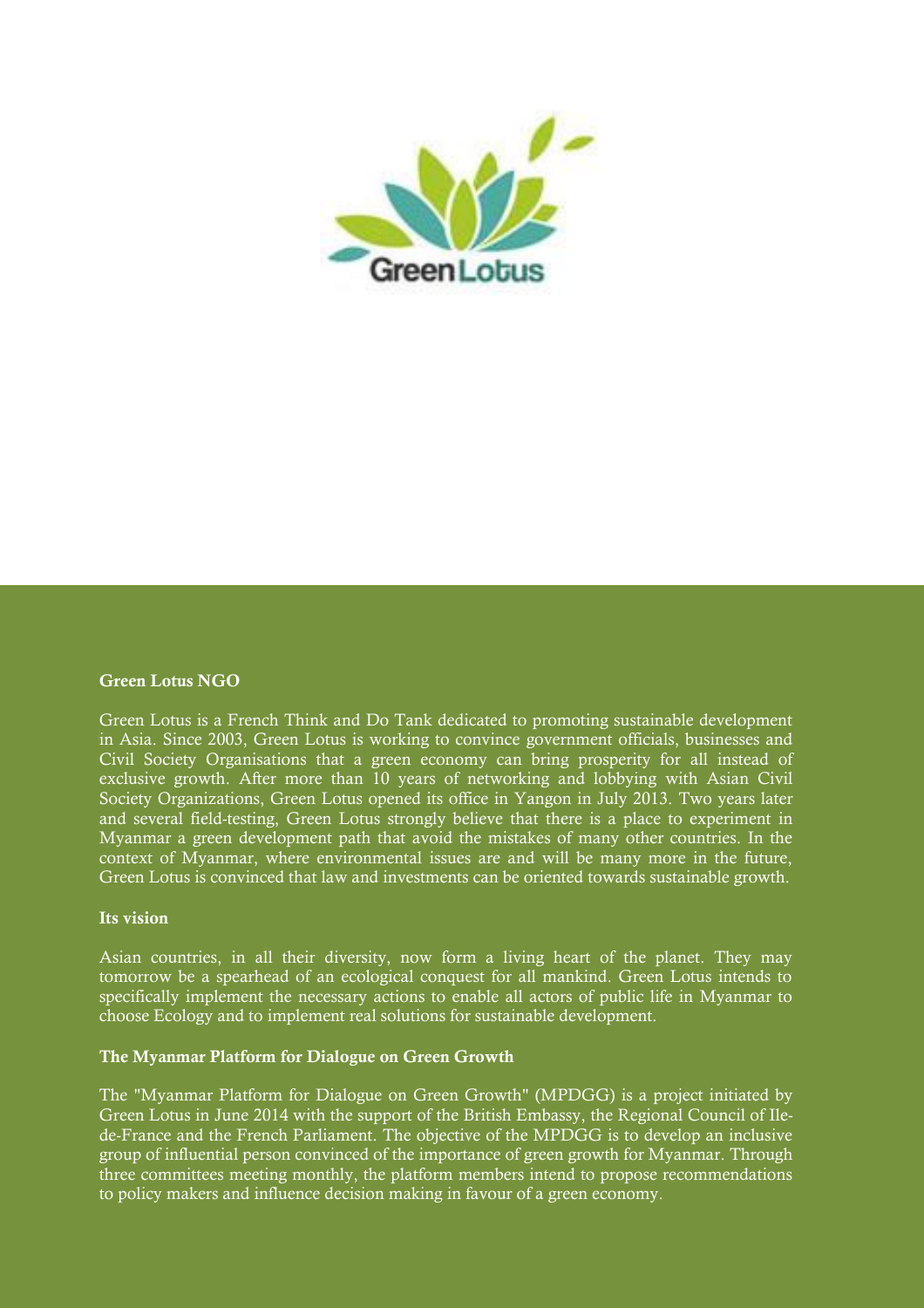GreenLotus

**Green Lotus NGO**

Green Lotus is a French Think and Do Tank dedicated to promoting sustainable development in Asia. Since 2003, Green Lotus is working to convince government officials, businesses and Civil Society Organisations that a green economy can bring prosperity for all instead of exclusive growth. After more than 10 years of networking and lobbying with Asian Civil Society Organizations, Green Lotus opened its office in Yangon in July 2013. Two years later and several field-testing, Green Lotus strongly believe that there is a place to experiment in Myanmar a green development path that avoid the mistakes of many other countries. In the context of Myanmar, where environmental issues are and will be many more in the future, Green Lotus is convinced that law and investments can be oriented towards sustainable growth.

**Its vision**

Asian countries, in all their diversity, now form a living heart of the planet. They may tomorrow be a spearhead of an ecological conquest for all mankind. Green Lotus intends to specifically implement the necessary actions to enable all actors of public life in Myanmar to choose Ecology and to implement real solutions for sustainable development.

**The Myanmar Platform for Dialogue on Green Growth**

The "Myanmar Platform for Dialogue on Green Growth" (MPDGG) is a project initiated by Green Lotus in June 2014 with the support of the British Embassy, the Regional Council of Ile-de-France and the French Parliament. The objective of the MPDGG is to develop an inclusive group of influential person convinced of the importance of green growth for Myanmar. Through three committees meeting monthly, the platform members intend to propose recommendations to policy makers and influence decision making in favour of a green economy.